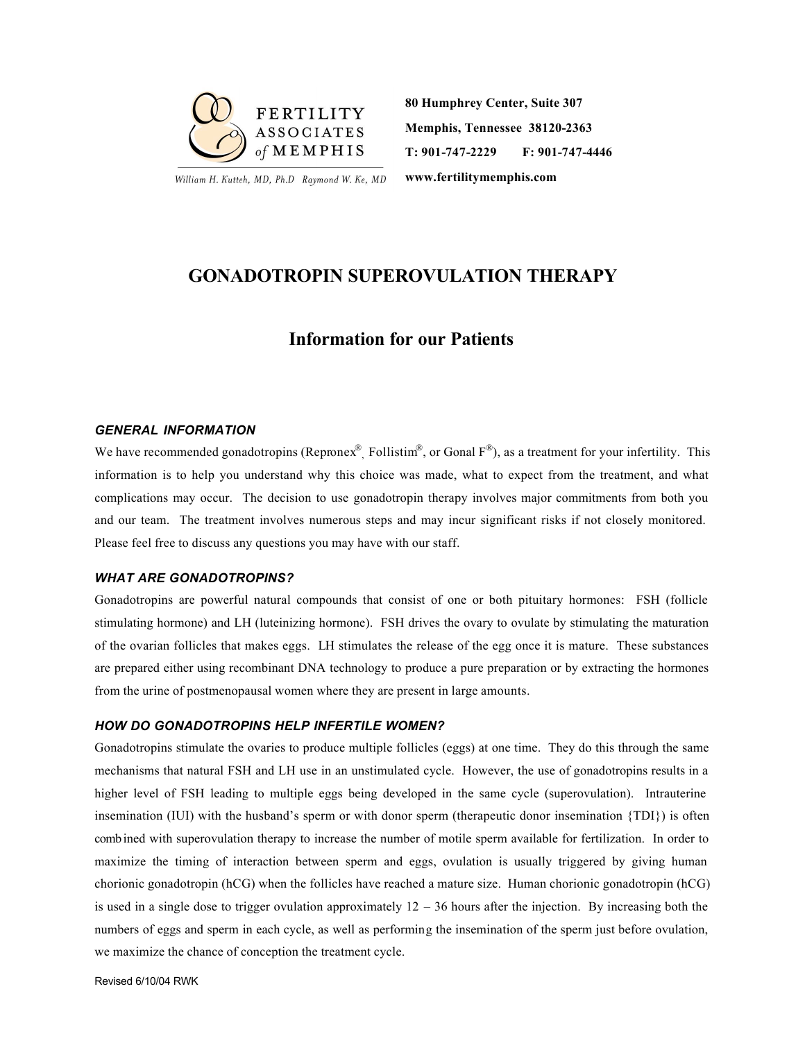FERTILITY ASSOCIATES *of* MEMPHIS

*William H. Kutteh, MD, Ph.D   Raymond W. Ke, MD*

**80 Humphrey Center, Suite 307**
**Memphis, Tennessee 38120-2363**
**T: 901-747-2229   F: 901-747-4446**
**www.fertilitymemphis.com**

# GONADOTROPIN SUPEROVULATION THERAPY

## Information for our Patients

### *GENERAL INFORMATION*

We have recommended gonadotropins (Repronex®, Follistim®, or Gonal F®), as a treatment for your infertility. This information is to help you understand why this choice was made, what to expect from the treatment, and what complications may occur. The decision to use gonadotropin therapy involves major commitments from both you and our team. The treatment involves numerous steps and may incur significant risks if not closely monitored. Please feel free to discuss any questions you may have with our staff.

### *WHAT ARE GONADOTROPINS?*

Gonadotropins are powerful natural compounds that consist of one or both pituitary hormones: FSH (follicle stimulating hormone) and LH (luteinizing hormone). FSH drives the ovary to ovulate by stimulating the maturation of the ovarian follicles that makes eggs. LH stimulates the release of the egg once it is mature. These substances are prepared either using recombinant DNA technology to produce a pure preparation or by extracting the hormones from the urine of postmenopausal women where they are present in large amounts.

### *HOW DO GONADOTROPINS HELP INFERTILE WOMEN?*

Gonadotropins stimulate the ovaries to produce multiple follicles (eggs) at one time. They do this through the same mechanisms that natural FSH and LH use in an unstimulated cycle. However, the use of gonadotropins results in a higher level of FSH leading to multiple eggs being developed in the same cycle (superovulation). Intrauterine insemination (IUI) with the husband's sperm or with donor sperm (therapeutic donor insemination {TDI}) is often combined with superovulation therapy to increase the number of motile sperm available for fertilization. In order to maximize the timing of interaction between sperm and eggs, ovulation is usually triggered by giving human chorionic gonadotropin (hCG) when the follicles have reached a mature size. Human chorionic gonadotropin (hCG) is used in a single dose to trigger ovulation approximately 12 – 36 hours after the injection. By increasing both the numbers of eggs and sperm in each cycle, as well as performing the insemination of the sperm just before ovulation, we maximize the chance of conception the treatment cycle.

Revised 6/10/04 RWK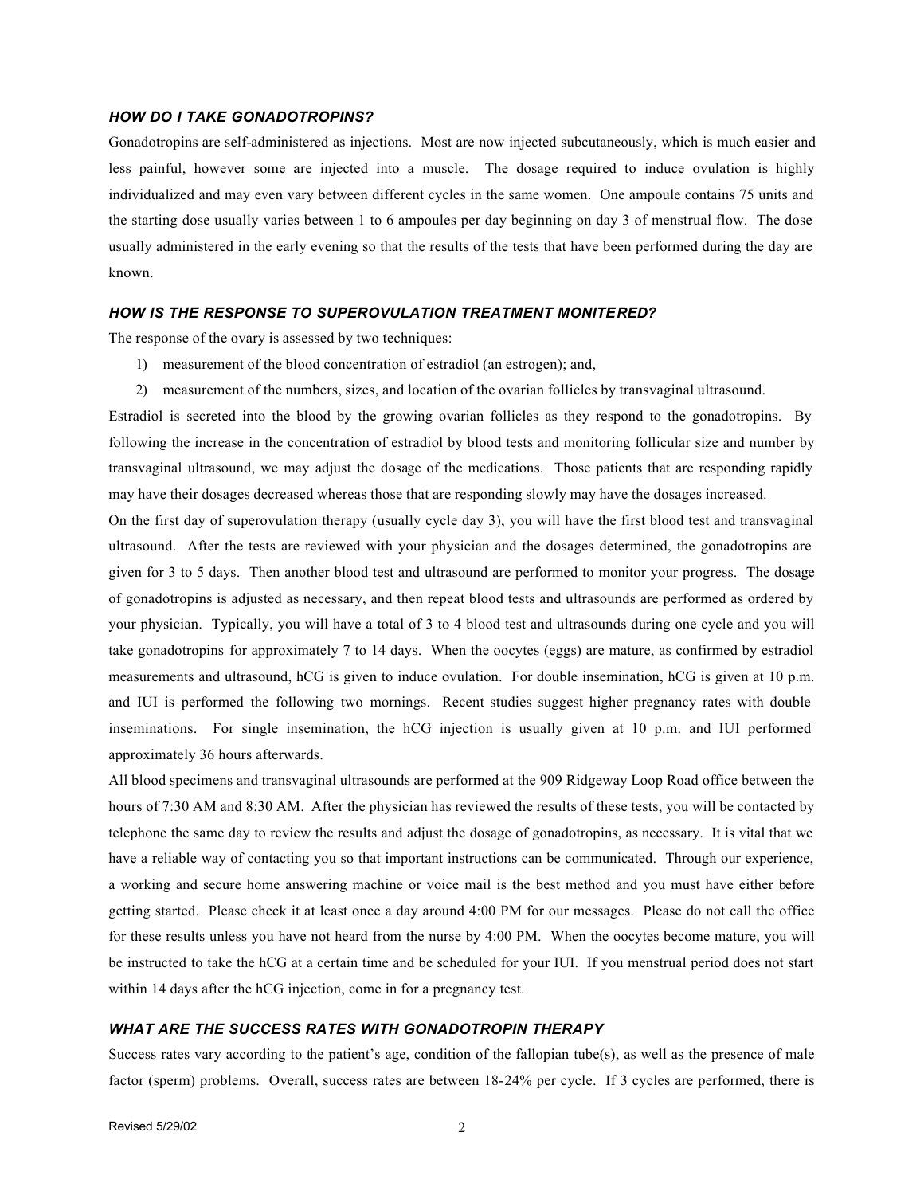### *HOW DO I TAKE GONADOTROPINS?*

Gonadotropins are self-administered as injections. Most are now injected subcutaneously, which is much easier and less painful, however some are injected into a muscle. The dosage required to induce ovulation is highly individualized and may even vary between different cycles in the same women. One ampoule contains 75 units and the starting dose usually varies between 1 to 6 ampoules per day beginning on day 3 of menstrual flow. The dose usually administered in the early evening so that the results of the tests that have been performed during the day are known.

### *HOW IS THE RESPONSE TO SUPEROVULATION TREATMENT MONITERED?*

The response of the ovary is assessed by two techniques:

1) measurement of the blood concentration of estradiol (an estrogen); and,
2) measurement of the numbers, sizes, and location of the ovarian follicles by transvaginal ultrasound.

Estradiol is secreted into the blood by the growing ovarian follicles as they respond to the gonadotropins. By following the increase in the concentration of estradiol by blood tests and monitoring follicular size and number by transvaginal ultrasound, we may adjust the dosage of the medications. Those patients that are responding rapidly may have their dosages decreased whereas those that are responding slowly may have the dosages increased.

On the first day of superovulation therapy (usually cycle day 3), you will have the first blood test and transvaginal ultrasound. After the tests are reviewed with your physician and the dosages determined, the gonadotropins are given for 3 to 5 days. Then another blood test and ultrasound are performed to monitor your progress. The dosage of gonadotropins is adjusted as necessary, and then repeat blood tests and ultrasounds are performed as ordered by your physician. Typically, you will have a total of 3 to 4 blood test and ultrasounds during one cycle and you will take gonadotropins for approximately 7 to 14 days. When the oocytes (eggs) are mature, as confirmed by estradiol measurements and ultrasound, hCG is given to induce ovulation. For double insemination, hCG is given at 10 p.m. and IUI is performed the following two mornings. Recent studies suggest higher pregnancy rates with double inseminations. For single insemination, the hCG injection is usually given at 10 p.m. and IUI performed approximately 36 hours afterwards.

All blood specimens and transvaginal ultrasounds are performed at the 909 Ridgeway Loop Road office between the hours of 7:30 AM and 8:30 AM. After the physician has reviewed the results of these tests, you will be contacted by telephone the same day to review the results and adjust the dosage of gonadotropins, as necessary. It is vital that we have a reliable way of contacting you so that important instructions can be communicated. Through our experience, a working and secure home answering machine or voice mail is the best method and you must have either before getting started. Please check it at least once a day around 4:00 PM for our messages. Please do not call the office for these results unless you have not heard from the nurse by 4:00 PM. When the oocytes become mature, you will be instructed to take the hCG at a certain time and be scheduled for your IUI. If you menstrual period does not start within 14 days after the hCG injection, come in for a pregnancy test.

### *WHAT ARE THE SUCCESS RATES WITH GONADOTROPIN THERAPY*

Success rates vary according to the patient's age, condition of the fallopian tube(s), as well as the presence of male factor (sperm) problems. Overall, success rates are between 18-24% per cycle. If 3 cycles are performed, there is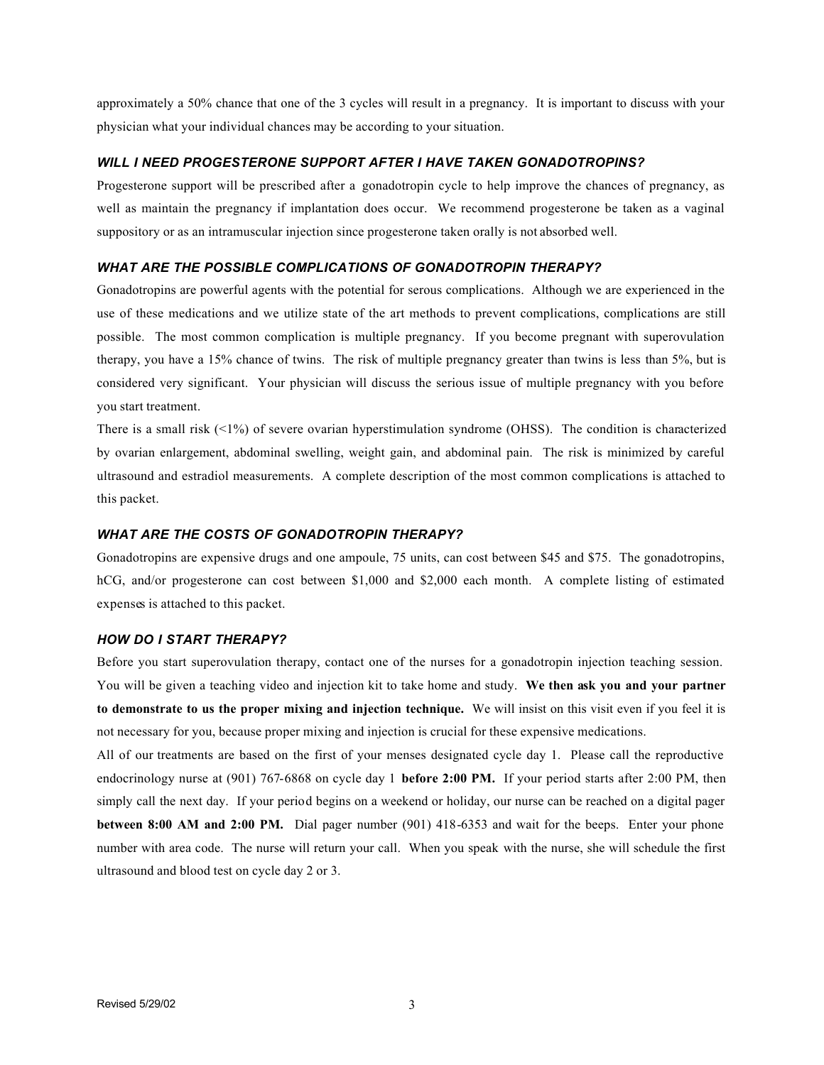approximately a 50% chance that one of the 3 cycles will result in a pregnancy. It is important to discuss with your physician what your individual chances may be according to your situation.

### *WILL I NEED PROGESTERONE SUPPORT AFTER I HAVE TAKEN GONADOTROPINS?*

Progesterone support will be prescribed after a gonadotropin cycle to help improve the chances of pregnancy, as well as maintain the pregnancy if implantation does occur. We recommend progesterone be taken as a vaginal suppository or as an intramuscular injection since progesterone taken orally is not absorbed well.

### *WHAT ARE THE POSSIBLE COMPLICATIONS OF GONADOTROPIN THERAPY?*

Gonadotropins are powerful agents with the potential for serous complications. Although we are experienced in the use of these medications and we utilize state of the art methods to prevent complications, complications are still possible. The most common complication is multiple pregnancy. If you become pregnant with superovulation therapy, you have a 15% chance of twins. The risk of multiple pregnancy greater than twins is less than 5%, but is considered very significant. Your physician will discuss the serious issue of multiple pregnancy with you before you start treatment.

There is a small risk (<1%) of severe ovarian hyperstimulation syndrome (OHSS). The condition is characterized by ovarian enlargement, abdominal swelling, weight gain, and abdominal pain. The risk is minimized by careful ultrasound and estradiol measurements. A complete description of the most common complications is attached to this packet.

### *WHAT ARE THE COSTS OF GONADOTROPIN THERAPY?*

Gonadotropins are expensive drugs and one ampoule, 75 units, can cost between $45 and $75. The gonadotropins, hCG, and/or progesterone can cost between $1,000 and $2,000 each month. A complete listing of estimated expenses is attached to this packet.

### *HOW DO I START THERAPY?*

Before you start superovulation therapy, contact one of the nurses for a gonadotropin injection teaching session. You will be given a teaching video and injection kit to take home and study. **We then ask you and your partner to demonstrate to us the proper mixing and injection technique.** We will insist on this visit even if you feel it is not necessary for you, because proper mixing and injection is crucial for these expensive medications.

All of our treatments are based on the first of your menses designated cycle day 1. Please call the reproductive endocrinology nurse at (901) 767-6868 on cycle day 1 **before 2:00 PM.** If your period starts after 2:00 PM, then simply call the next day. If your period begins on a weekend or holiday, our nurse can be reached on a digital pager **between 8:00 AM and 2:00 PM.** Dial pager number (901) 418-6353 and wait for the beeps. Enter your phone number with area code. The nurse will return your call. When you speak with the nurse, she will schedule the first ultrasound and blood test on cycle day 2 or 3.

Revised 5/29/02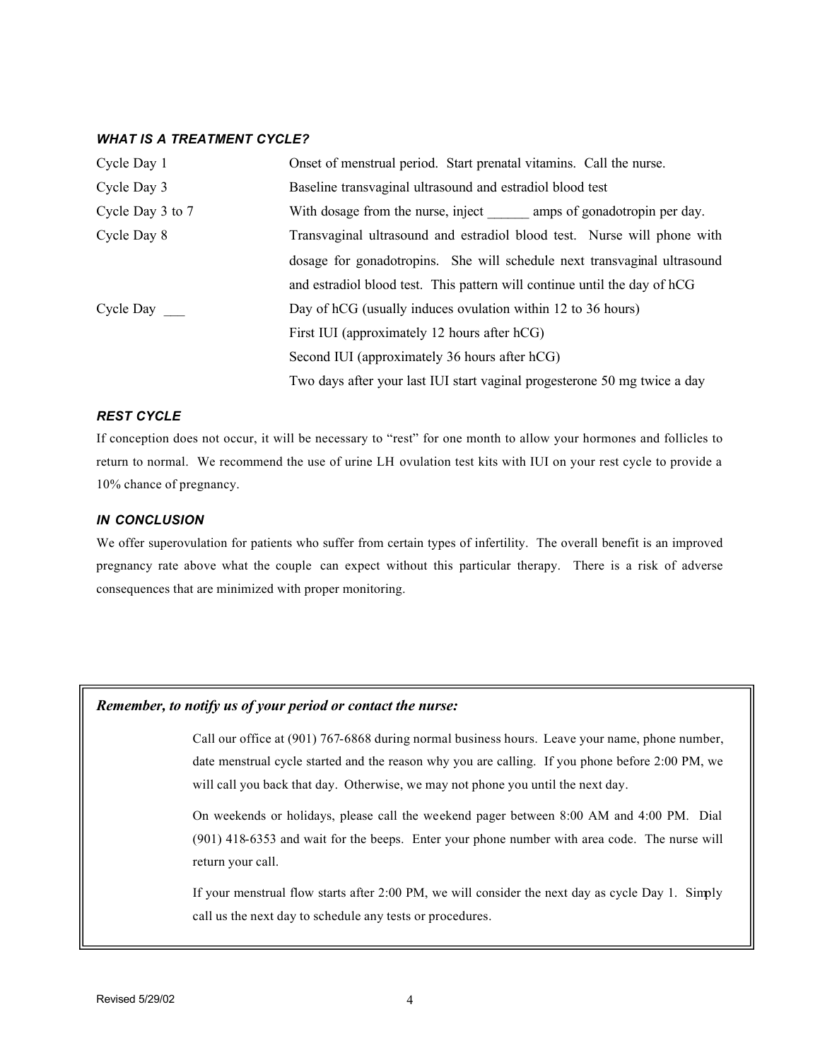### *WHAT IS A TREATMENT CYCLE?*

| | |
|---|---|
| Cycle Day 1 | Onset of menstrual period. Start prenatal vitamins. Call the nurse. |
| Cycle Day 3 | Baseline transvaginal ultrasound and estradiol blood test |
| Cycle Day 3 to 7 | With dosage from the nurse, inject ______ amps of gonadotropin per day. |
| Cycle Day 8 | Transvaginal ultrasound and estradiol blood test. Nurse will phone with dosage for gonadotropins. She will schedule next transvaginal ultrasound and estradiol blood test. This pattern will continue until the day of hCG |
| Cycle Day ___ | Day of hCG (usually induces ovulation within 12 to 36 hours) |
| | First IUI (approximately 12 hours after hCG) |
| | Second IUI (approximately 36 hours after hCG) |
| | Two days after your last IUI start vaginal progesterone 50 mg twice a day |

### *REST CYCLE*

If conception does not occur, it will be necessary to "rest" for one month to allow your hormones and follicles to return to normal. We recommend the use of urine LH ovulation test kits with IUI on your rest cycle to provide a 10% chance of pregnancy.

### *IN CONCLUSION*

We offer superovulation for patients who suffer from certain types of infertility. The overall benefit is an improved pregnancy rate above what the couple can expect without this particular therapy. There is a risk of adverse consequences that are minimized with proper monitoring.

***Remember, to notify us of your period or contact the nurse:***

Call our office at (901) 767-6868 during normal business hours. Leave your name, phone number, date menstrual cycle started and the reason why you are calling. If you phone before 2:00 PM, we will call you back that day. Otherwise, we may not phone you until the next day.

On weekends or holidays, please call the weekend pager between 8:00 AM and 4:00 PM. Dial (901) 418-6353 and wait for the beeps. Enter your phone number with area code. The nurse will return your call.

If your menstrual flow starts after 2:00 PM, we will consider the next day as cycle Day 1. Simply call us the next day to schedule any tests or procedures.

Revised 5/29/02